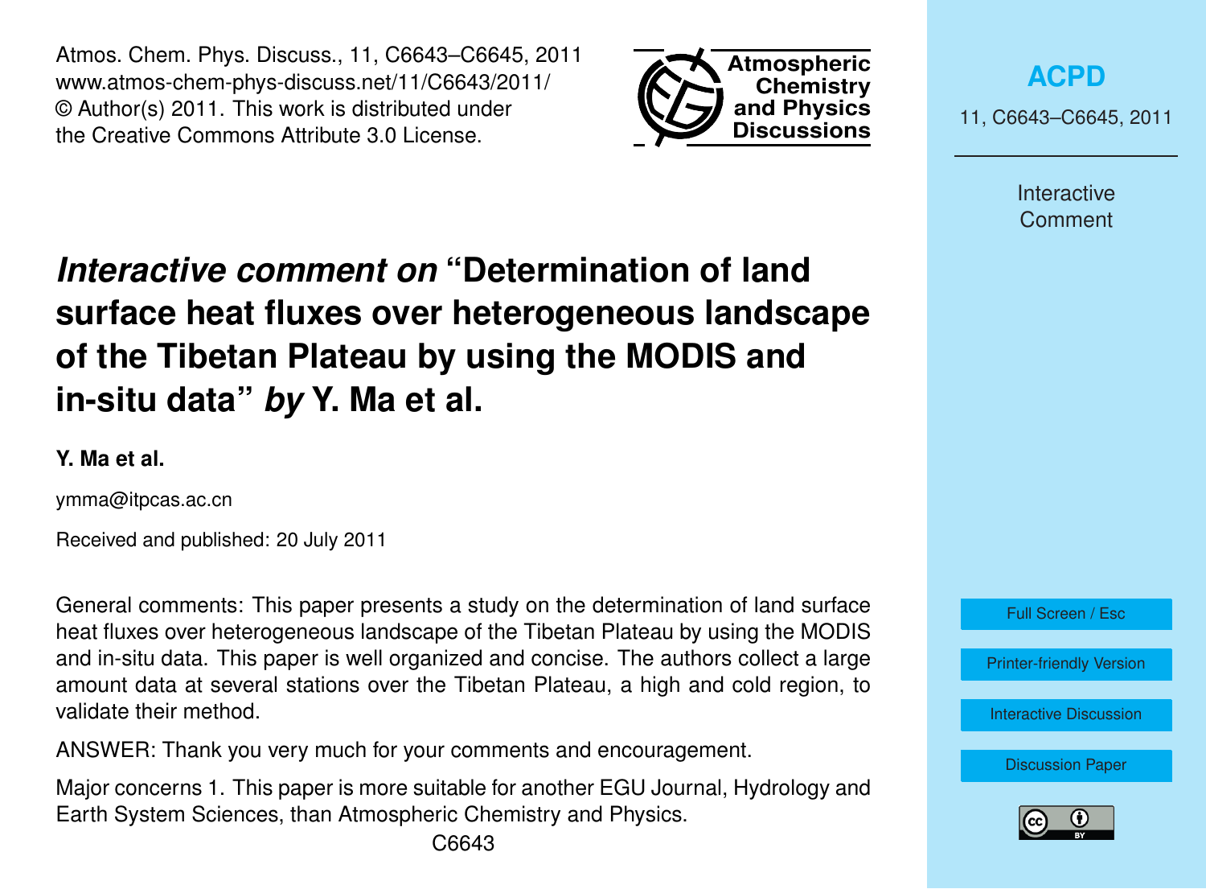# *Interactive comment on* "Determination of land surface heat fluxes over heterogeneous landscape of the Tibetan Plateau by using the MODIS and in-situ data" *by* Y. Ma et al.

**Y. Ma et al.**

ymma@itpcas.ac.cn

Received and published: 20 July 2011

General comments: This paper presents a study on the determination of land surface heat fluxes over heterogeneous landscape of the Tibetan Plateau by using the MODIS and in-situ data. This paper is well organized and concise. The authors collect a large amount data at several stations over the Tibetan Plateau, a high and cold region, to validate their method.

ANSWER: Thank you very much for your comments and encouragement.

Major concerns 1. This paper is more suitable for another EGU Journal, Hydrology and Earth System Sciences, than Atmospheric Chemistry and Physics.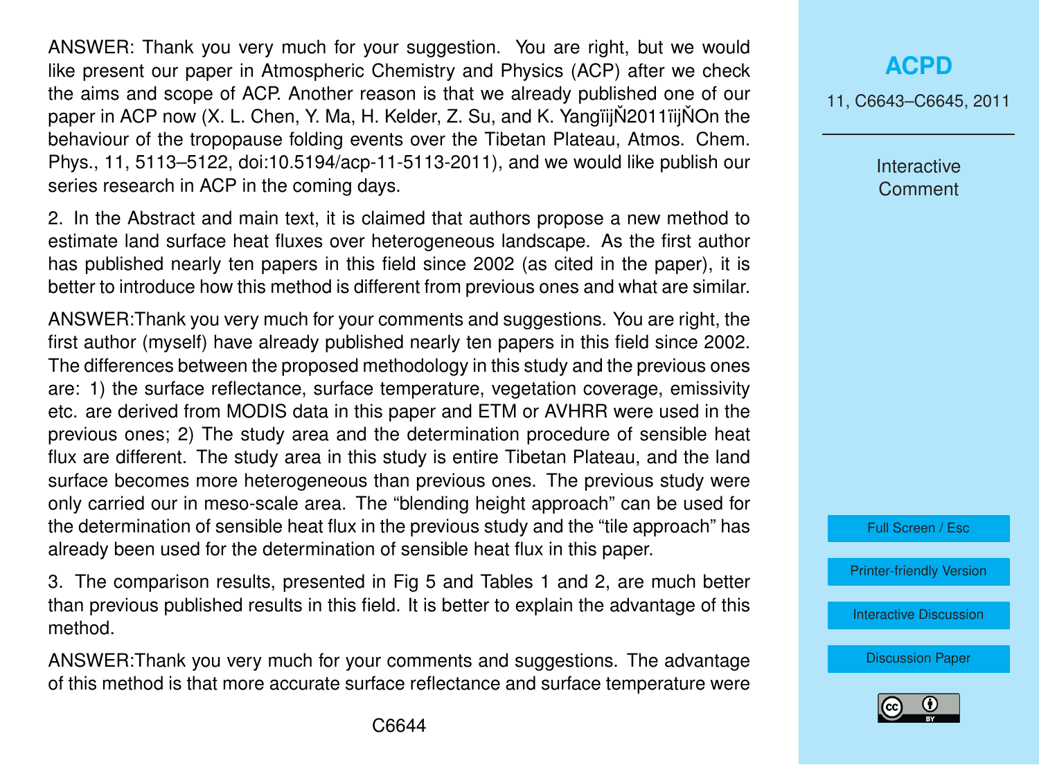ANSWER: Thank you very much for your suggestion. You are right, but we would like present our paper in Atmospheric Chemistry and Physics (ACP) after we check the aims and scope of ACP. Another reason is that we already published one of our paper in ACP now (X. L. Chen, Y. Ma, H. Kelder, Z. Su, and K. YangïijŇ2011ïijŇOn the behaviour of the tropopause folding events over the Tibetan Plateau, Atmos. Chem. Phys., 11, 5113–5122, doi:10.5194/acp-11-5113-2011), and we would like publish our series research in ACP in the coming days.

2. In the Abstract and main text, it is claimed that authors propose a new method to estimate land surface heat fluxes over heterogeneous landscape. As the first author has published nearly ten papers in this field since 2002 (as cited in the paper), it is better to introduce how this method is different from previous ones and what are similar.

ANSWER:Thank you very much for your comments and suggestions. You are right, the first author (myself) have already published nearly ten papers in this field since 2002. The differences between the proposed methodology in this study and the previous ones are: 1) the surface reflectance, surface temperature, vegetation coverage, emissivity etc. are derived from MODIS data in this paper and ETM or AVHRR were used in the previous ones; 2) The study area and the determination procedure of sensible heat flux are different. The study area in this study is entire Tibetan Plateau, and the land surface becomes more heterogeneous than previous ones. The previous study were only carried our in meso-scale area. The "blending height approach" can be used for the determination of sensible heat flux in the previous study and the "tile approach" has already been used for the determination of sensible heat flux in this paper.

3. The comparison results, presented in Fig 5 and Tables 1 and 2, are much better than previous published results in this field. It is better to explain the advantage of this method.

ANSWER:Thank you very much for your comments and suggestions. The advantage of this method is that more accurate surface reflectance and surface temperature were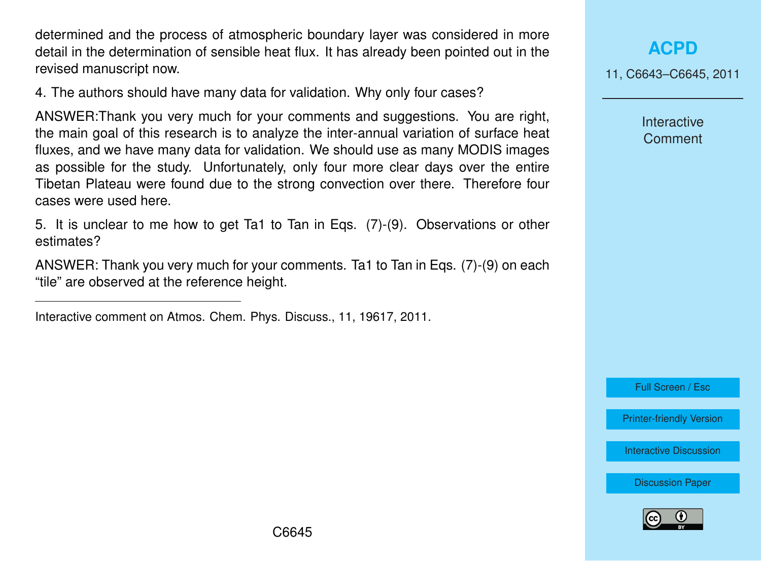determined and the process of atmospheric boundary layer was considered in more detail in the determination of sensible heat flux. It has already been pointed out in the revised manuscript now.

4. The authors should have many data for validation. Why only four cases?

ANSWER:Thank you very much for your comments and suggestions. You are right, the main goal of this research is to analyze the inter-annual variation of surface heat fluxes, and we have many data for validation. We should use as many MODIS images as possible for the study. Unfortunately, only four more clear days over the entire Tibetan Plateau were found due to the strong convection over there. Therefore four cases were used here.

5. It is unclear to me how to get Ta1 to Tan in Eqs. (7)-(9). Observations or other estimates?

ANSWER: Thank you very much for your comments. Ta1 to Tan in Eqs. (7)-(9) on each "tile" are observed at the reference height.

---

Interactive comment on Atmos. Chem. Phys. Discuss., 11, 19617, 2011.